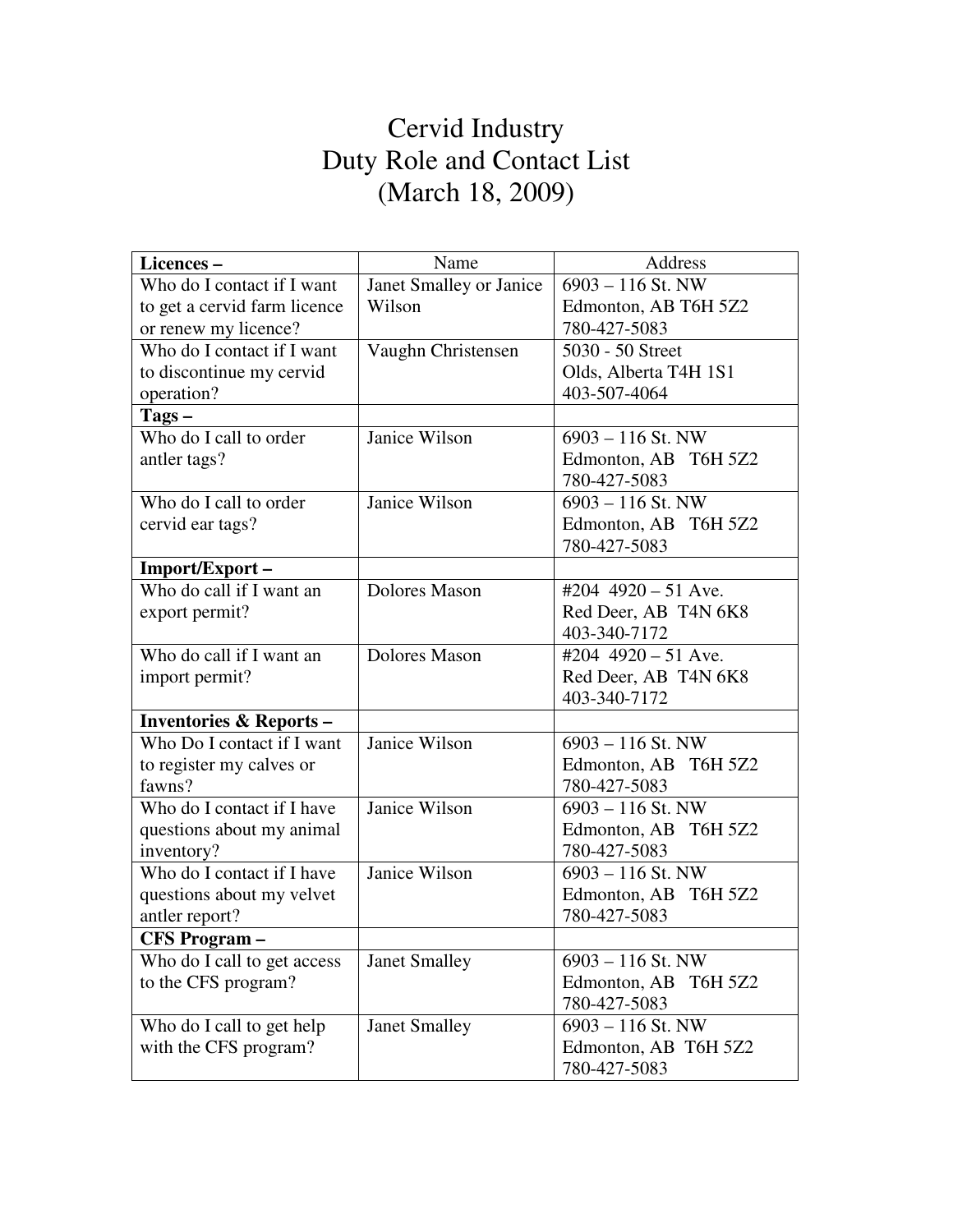# Cervid Industry
# Duty Role and Contact List
# (March 18, 2009)

| **Licences –** | Name | Address |
|---|---|---|
| Who do I contact if I want to get a cervid farm licence or renew my licence? | Janet Smalley or Janice Wilson | 6903 – 116 St. NW<br>Edmonton, AB T6H 5Z2<br>780-427-5083 |
| Who do I contact if I want to discontinue my cervid operation? | Vaughn Christensen | 5030 - 50 Street<br>Olds, Alberta T4H 1S1<br>403-507-4064 |
| **Tags –** | | |
| Who do I call to order antler tags? | Janice Wilson | 6903 – 116 St. NW<br>Edmonton, AB T6H 5Z2<br>780-427-5083 |
| Who do I call to order cervid ear tags? | Janice Wilson | 6903 – 116 St. NW<br>Edmonton, AB T6H 5Z2<br>780-427-5083 |
| **Import/Export –** | | |
| Who do call if I want an export permit? | Dolores Mason | #204 4920 – 51 Ave.<br>Red Deer, AB T4N 6K8<br>403-340-7172 |
| Who do call if I want an import permit? | Dolores Mason | #204 4920 – 51 Ave.<br>Red Deer, AB T4N 6K8<br>403-340-7172 |
| **Inventories & Reports –** | | |
| Who Do I contact if I want to register my calves or fawns? | Janice Wilson | 6903 – 116 St. NW<br>Edmonton, AB T6H 5Z2<br>780-427-5083 |
| Who do I contact if I have questions about my animal inventory? | Janice Wilson | 6903 – 116 St. NW<br>Edmonton, AB T6H 5Z2<br>780-427-5083 |
| Who do I contact if I have questions about my velvet antler report? | Janice Wilson | 6903 – 116 St. NW<br>Edmonton, AB T6H 5Z2<br>780-427-5083 |
| **CFS Program –** | | |
| Who do I call to get access to the CFS program? | Janet Smalley | 6903 – 116 St. NW<br>Edmonton, AB T6H 5Z2<br>780-427-5083 |
| Who do I call to get help with the CFS program? | Janet Smalley | 6903 – 116 St. NW<br>Edmonton, AB T6H 5Z2<br>780-427-5083 |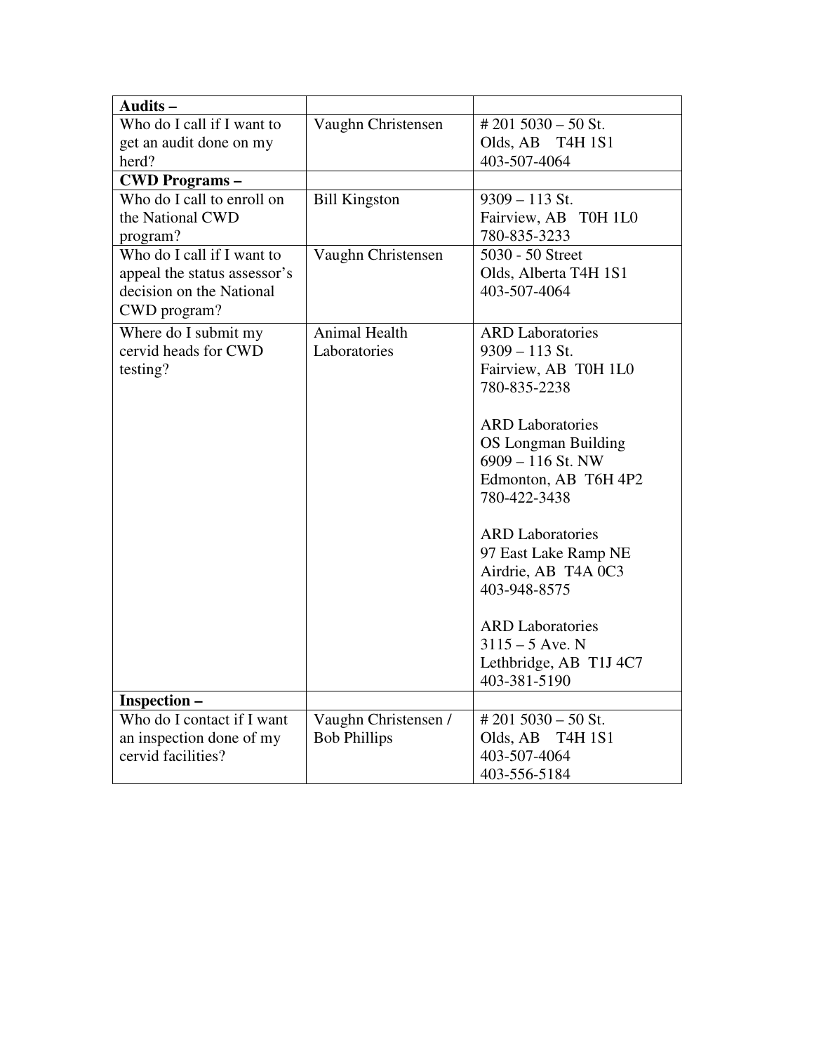| **Audits –** | | |
|---|---|---|
| Who do I call if I want to get an audit done on my herd? | Vaughn Christensen | # 201 5030 – 50 St.<br>Olds, AB T4H 1S1<br>403-507-4064 |
| **CWD Programs –** | | |
| Who do I call to enroll on the National CWD program? | Bill Kingston | 9309 – 113 St.<br>Fairview, AB T0H 1L0<br>780-835-3233 |
| Who do I call if I want to appeal the status assessor's decision on the National CWD program? | Vaughn Christensen | 5030 - 50 Street<br>Olds, Alberta T4H 1S1<br>403-507-4064 |
| Where do I submit my cervid heads for CWD testing? | Animal Health Laboratories | ARD Laboratories<br>9309 – 113 St.<br>Fairview, AB T0H 1L0<br>780-835-2238<br><br>ARD Laboratories<br>OS Longman Building<br>6909 – 116 St. NW<br>Edmonton, AB T6H 4P2<br>780-422-3438<br><br>ARD Laboratories<br>97 East Lake Ramp NE<br>Airdrie, AB T4A 0C3<br>403-948-8575<br><br>ARD Laboratories<br>3115 – 5 Ave. N<br>Lethbridge, AB T1J 4C7<br>403-381-5190 |
| **Inspection –** | | |
| Who do I contact if I want an inspection done of my cervid facilities? | Vaughn Christensen / Bob Phillips | # 201 5030 – 50 St.<br>Olds, AB T4H 1S1<br>403-507-4064<br>403-556-5184 |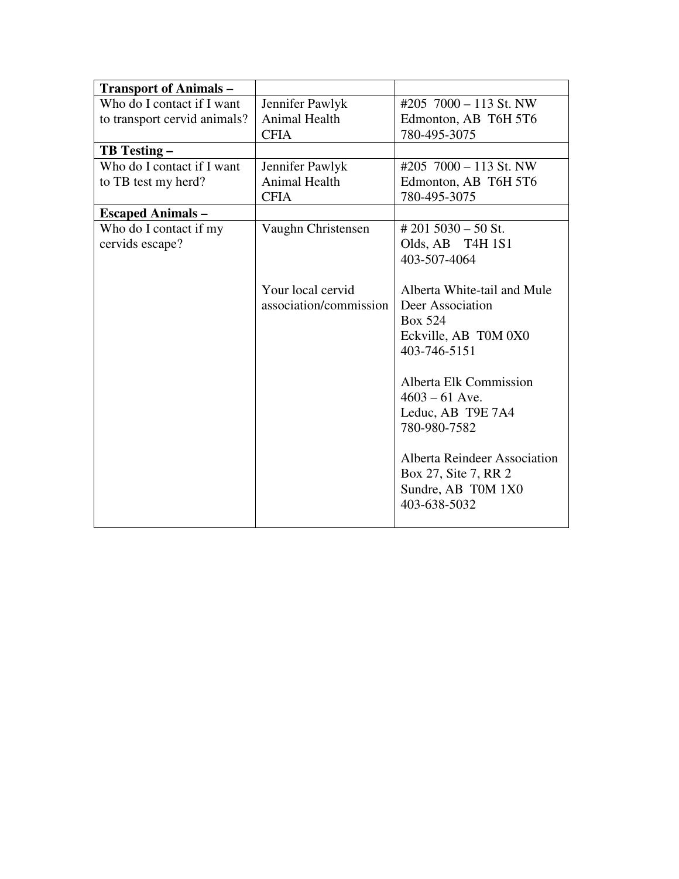| **Transport of Animals –** | | |
|---|---|---|
| Who do I contact if I want to transport cervid animals? | Jennifer Pawlyk<br>Animal Health<br>CFIA | #205 7000 – 113 St. NW<br>Edmonton, AB T6H 5T6<br>780-495-3075 |
| **TB Testing –** | | |
| Who do I contact if I want to TB test my herd? | Jennifer Pawlyk<br>Animal Health<br>CFIA | #205 7000 – 113 St. NW<br>Edmonton, AB T6H 5T6<br>780-495-3075 |
| **Escaped Animals –** | | |
| Who do I contact if my cervids escape? | Vaughn Christensen | # 201 5030 – 50 St.<br>Olds, AB T4H 1S1<br>403-507-4064 |
| | Your local cervid association/commission | Alberta White-tail and Mule Deer Association<br>Box 524<br>Eckville, AB T0M 0X0<br>403-746-5151<br><br>Alberta Elk Commission<br>4603 – 61 Ave.<br>Leduc, AB T9E 7A4<br>780-980-7582<br><br>Alberta Reindeer Association<br>Box 27, Site 7, RR 2<br>Sundre, AB T0M 1X0<br>403-638-5032 |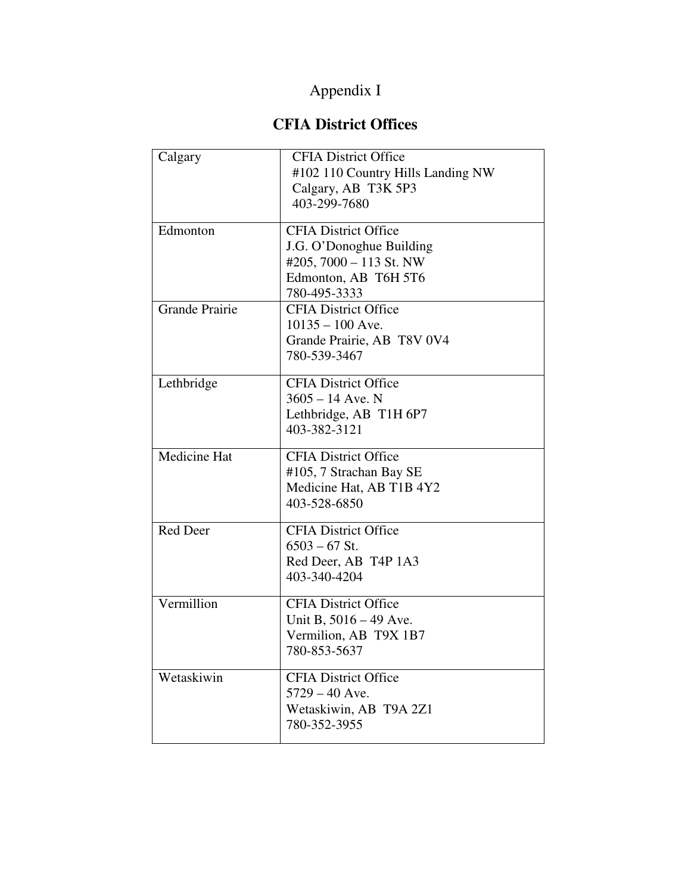Appendix I

# CFIA District Offices

| | |
|---|---|
| Calgary | CFIA District Office<br>#102 110 Country Hills Landing NW<br>Calgary, AB  T3K 5P3<br>403-299-7680 |
| Edmonton | CFIA District Office<br>J.G. O'Donoghue Building<br>#205, 7000 – 113 St. NW<br>Edmonton, AB  T6H 5T6<br>780-495-3333 |
| Grande Prairie | CFIA District Office<br>10135 – 100 Ave.<br>Grande Prairie, AB  T8V 0V4<br>780-539-3467 |
| Lethbridge | CFIA District Office<br>3605 – 14 Ave. N<br>Lethbridge, AB  T1H 6P7<br>403-382-3121 |
| Medicine Hat | CFIA District Office<br>#105, 7 Strachan Bay SE<br>Medicine Hat, AB T1B 4Y2<br>403-528-6850 |
| Red Deer | CFIA District Office<br>6503 – 67 St.<br>Red Deer, AB  T4P 1A3<br>403-340-4204 |
| Vermillion | CFIA District Office<br>Unit B, 5016 – 49 Ave.<br>Vermilion, AB  T9X 1B7<br>780-853-5637 |
| Wetaskiwin | CFIA District Office<br>5729 – 40 Ave.<br>Wetaskiwin, AB  T9A 2Z1<br>780-352-3955 |